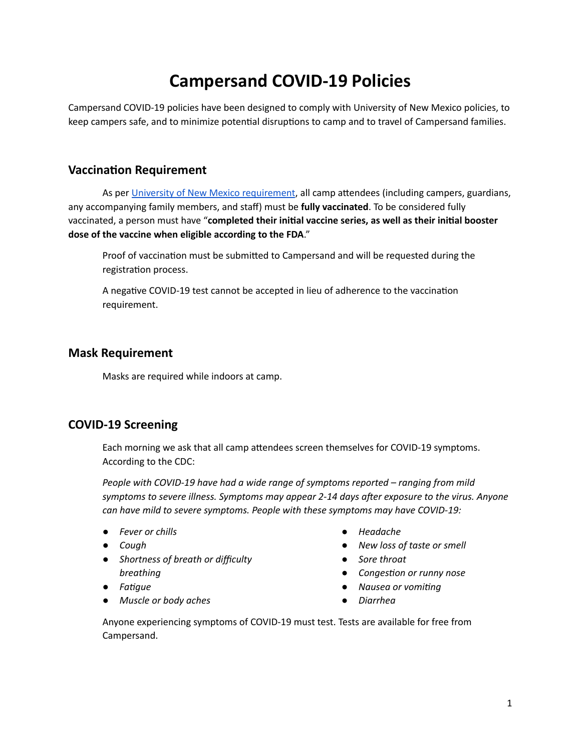# Campersand COVID-19 Policies

Campersand COVID-19 policies have been designed to comply with University of New Mexico policies, to keep campers safe, and to minimize potential disruptions to camp and to travel of Campersand families.

## Vaccination Requirement

As per [University of New Mexico requirement](), all camp attendees (including campers, guardians, any accompanying family members, and staff) must be **fully vaccinated**. To be considered fully vaccinated, a person must have "**completed their initial vaccine series, as well as their initial booster dose of the vaccine when eligible according to the FDA**."

Proof of vaccination must be submitted to Campersand and will be requested during the registration process.

A negative COVID-19 test cannot be accepted in lieu of adherence to the vaccination requirement.

## Mask Requirement

Masks are required while indoors at camp.

## COVID-19 Screening

Each morning we ask that all camp attendees screen themselves for COVID-19 symptoms. According to the CDC:

*People with COVID-19 have had a wide range of symptoms reported – ranging from mild symptoms to severe illness. Symptoms may appear 2-14 days after exposure to the virus. Anyone can have mild to severe symptoms. People with these symptoms may have COVID-19:*

- *Fever or chills*
- *Cough*
- *Shortness of breath or difficulty breathing*
- *Fatigue*
- *Muscle or body aches*
- *Headache*
- *New loss of taste or smell*
- *Sore throat*
- *Congestion or runny nose*
- *Nausea or vomiting*
- *Diarrhea*

Anyone experiencing symptoms of COVID-19 must test. Tests are available for free from Campersand.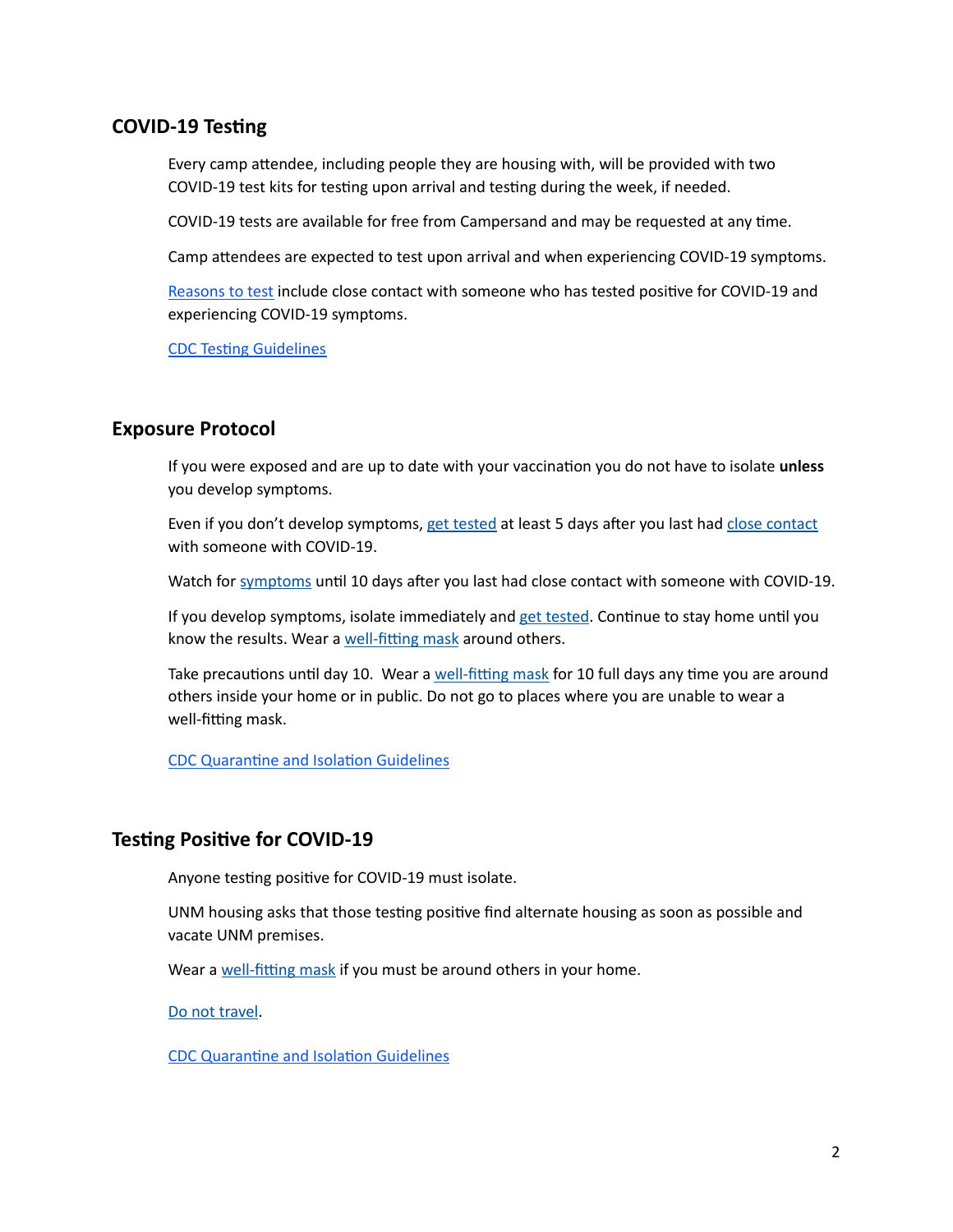## COVID-19 Testing

Every camp attendee, including people they are housing with, will be provided with two COVID-19 test kits for testing upon arrival and testing during the week, if needed.

COVID-19 tests are available for free from Campersand and may be requested at any time.

Camp attendees are expected to test upon arrival and when experiencing COVID-19 symptoms.

Reasons to test include close contact with someone who has tested positive for COVID-19 and experiencing COVID-19 symptoms.

CDC Testing Guidelines

## Exposure Protocol

If you were exposed and are up to date with your vaccination you do not have to isolate **unless** you develop symptoms.

Even if you don't develop symptoms, get tested at least 5 days after you last had close contact with someone with COVID-19.

Watch for symptoms until 10 days after you last had close contact with someone with COVID-19.

If you develop symptoms, isolate immediately and get tested. Continue to stay home until you know the results. Wear a well-fitting mask around others.

Take precautions until day 10. Wear a well-fitting mask for 10 full days any time you are around others inside your home or in public. Do not go to places where you are unable to wear a well-fitting mask.

CDC Quarantine and Isolation Guidelines

## Testing Positive for COVID-19

Anyone testing positive for COVID-19 must isolate.

UNM housing asks that those testing positive find alternate housing as soon as possible and vacate UNM premises.

Wear a well-fitting mask if you must be around others in your home.

Do not travel.

CDC Quarantine and Isolation Guidelines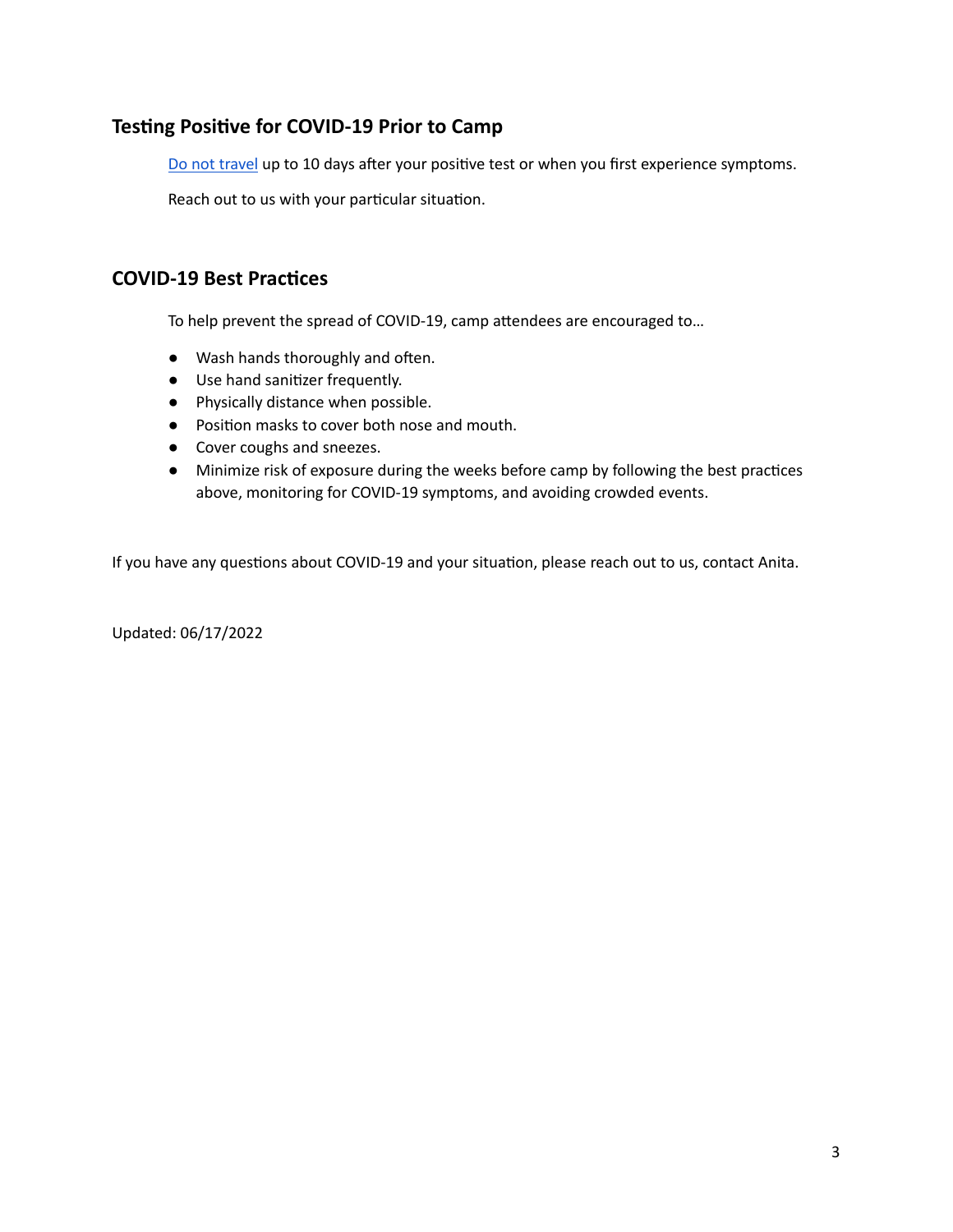## Testing Positive for COVID-19 Prior to Camp

[Do not travel] up to 10 days after your positive test or when you first experience symptoms.

Reach out to us with your particular situation.

## COVID-19 Best Practices

To help prevent the spread of COVID-19, camp attendees are encouraged to…

- Wash hands thoroughly and often.
- Use hand sanitizer frequently.
- Physically distance when possible.
- Position masks to cover both nose and mouth.
- Cover coughs and sneezes.
- Minimize risk of exposure during the weeks before camp by following the best practices above, monitoring for COVID-19 symptoms, and avoiding crowded events.

If you have any questions about COVID-19 and your situation, please reach out to us, contact Anita.

Updated: 06/17/2022